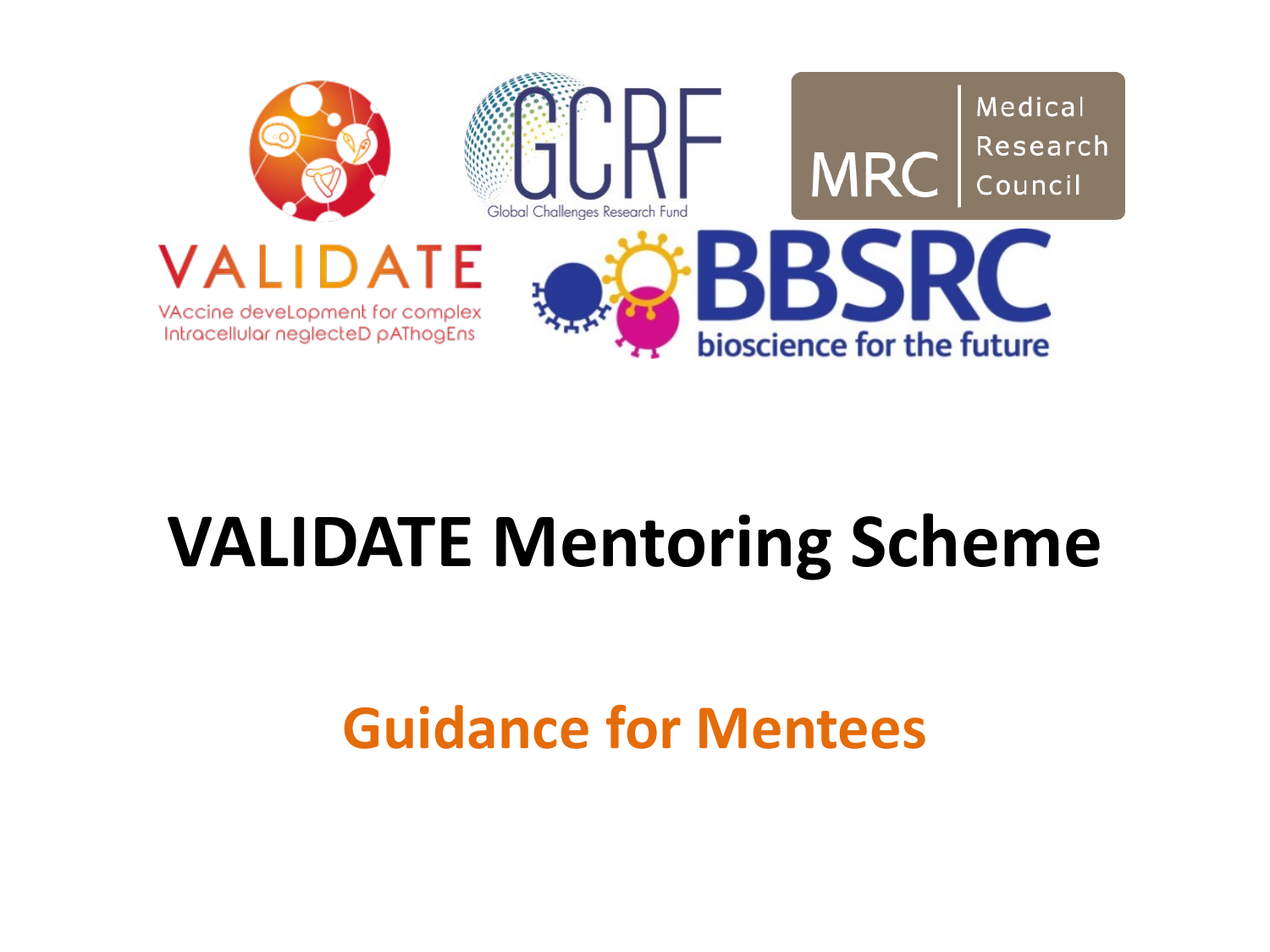VALIDATE

VAccine deveLopment for complex Intracellular neglecteD pAThogEns

GCRF

Global Challenges Research Fund

MRC Medical Research Council

BBSRC

bioscience for the future

# VALIDATE Mentoring Scheme

## Guidance for Mentees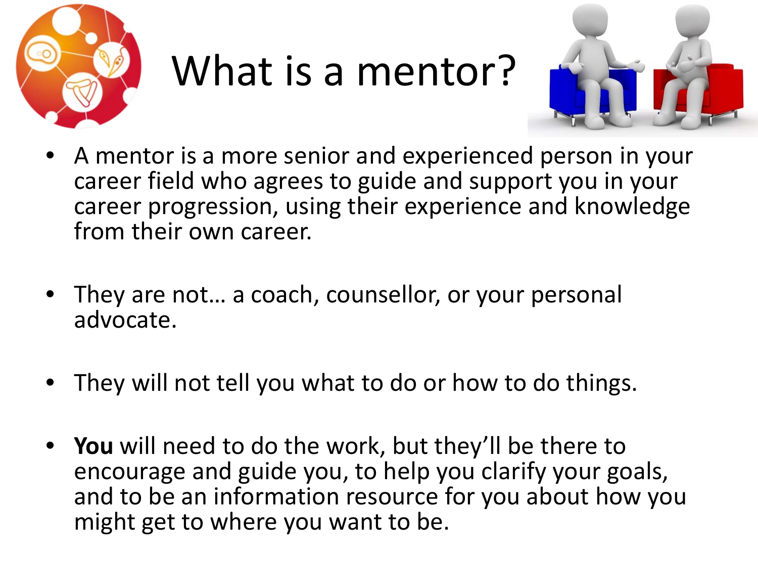# What is a mentor?

- A mentor is a more senior and experienced person in your career field who agrees to guide and support you in your career progression, using their experience and knowledge from their own career.

- They are not… a coach, counsellor, or your personal advocate.

- They will not tell you what to do or how to do things.

- **You** will need to do the work, but they'll be there to encourage and guide you, to help you clarify your goals, and to be an information resource for you about how you might get to where you want to be.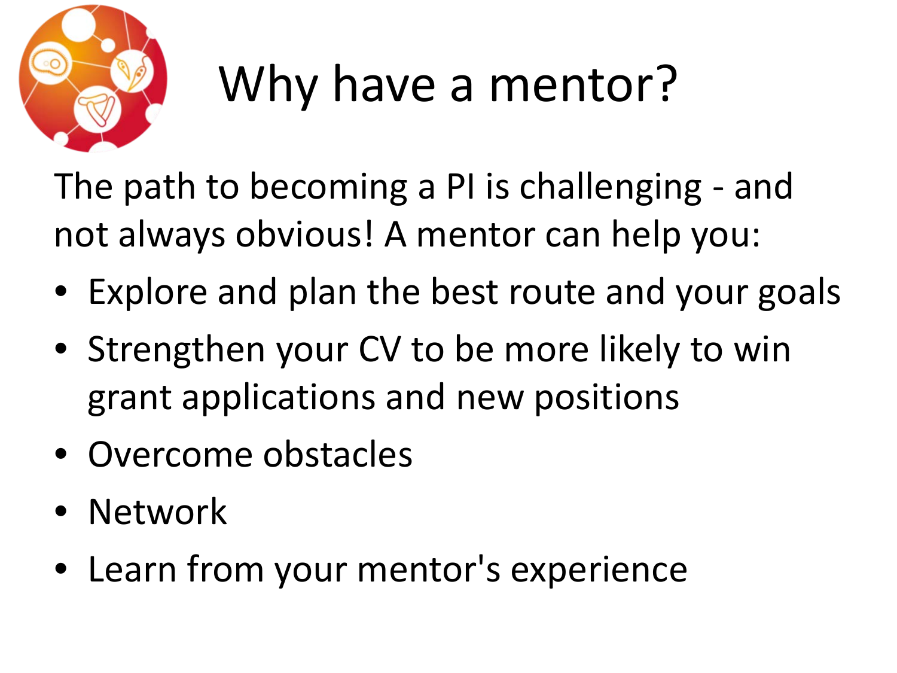# Why have a mentor?

The path to becoming a PI is challenging - and not always obvious! A mentor can help you:

- Explore and plan the best route and your goals
- Strengthen your CV to be more likely to win grant applications and new positions
- Overcome obstacles
- Network
- Learn from your mentor's experience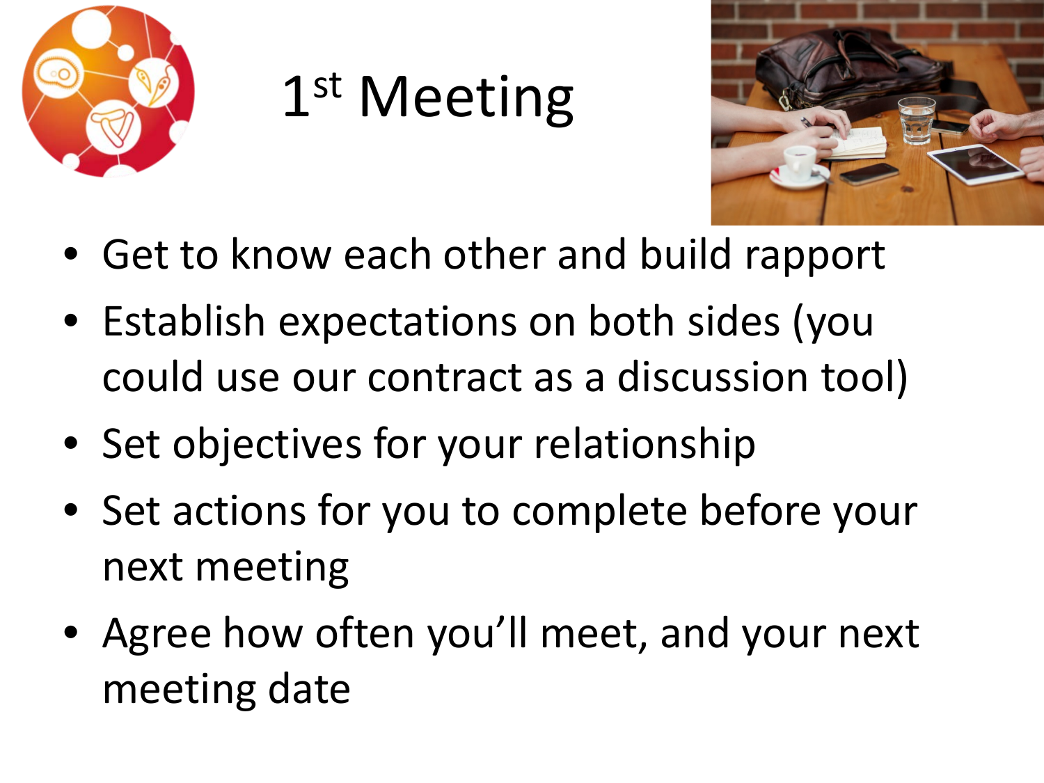# 1st Meeting

- Get to know each other and build rapport
- Establish expectations on both sides (you could use our contract as a discussion tool)
- Set objectives for your relationship
- Set actions for you to complete before your next meeting
- Agree how often you'll meet, and your next meeting date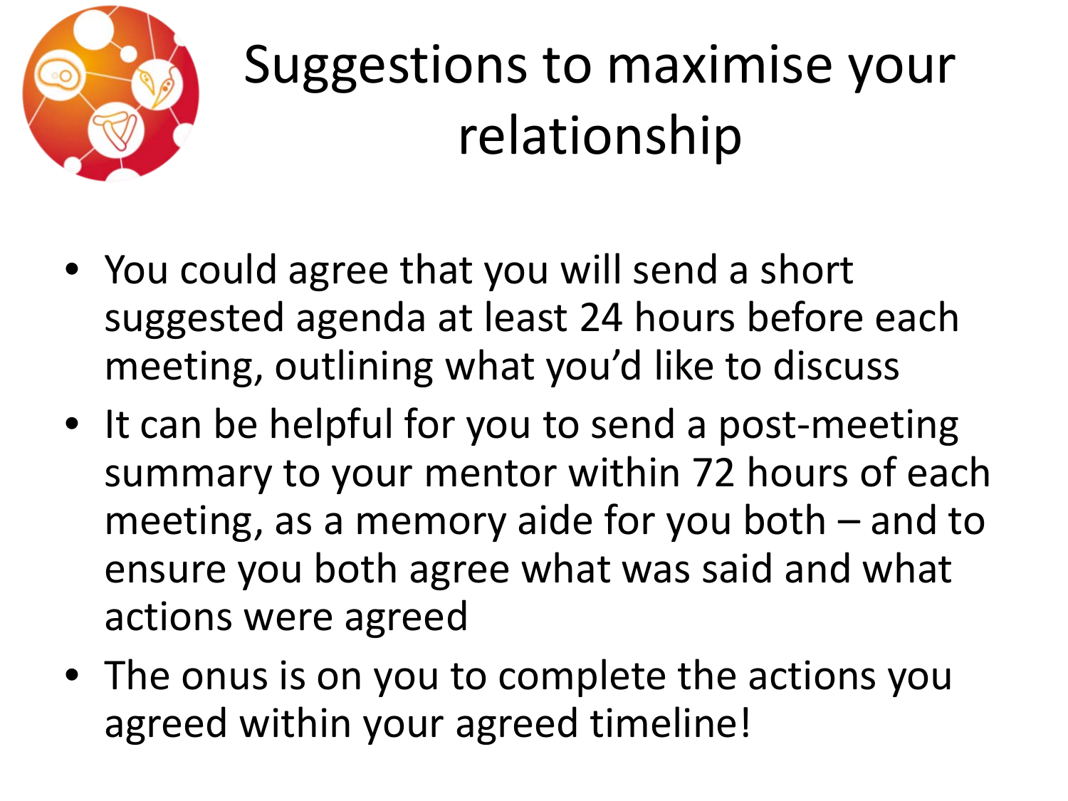# Suggestions to maximise your relationship

- You could agree that you will send a short suggested agenda at least 24 hours before each meeting, outlining what you'd like to discuss
- It can be helpful for you to send a post-meeting summary to your mentor within 72 hours of each meeting, as a memory aide for you both – and to ensure you both agree what was said and what actions were agreed
- The onus is on you to complete the actions you agreed within your agreed timeline!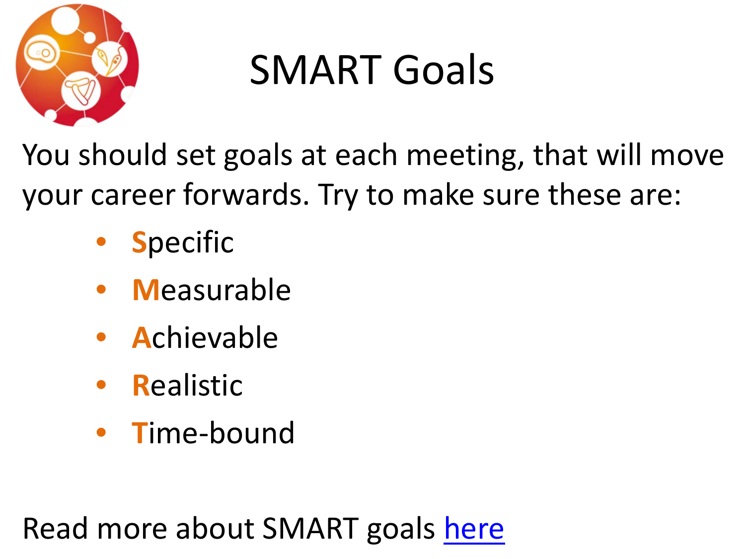# SMART Goals

You should set goals at each meeting, that will move your career forwards. Try to make sure these are:

- **S**pecific
- **M**easurable
- **A**chievable
- **R**ealistic
- **T**ime-bound

Read more about SMART goals here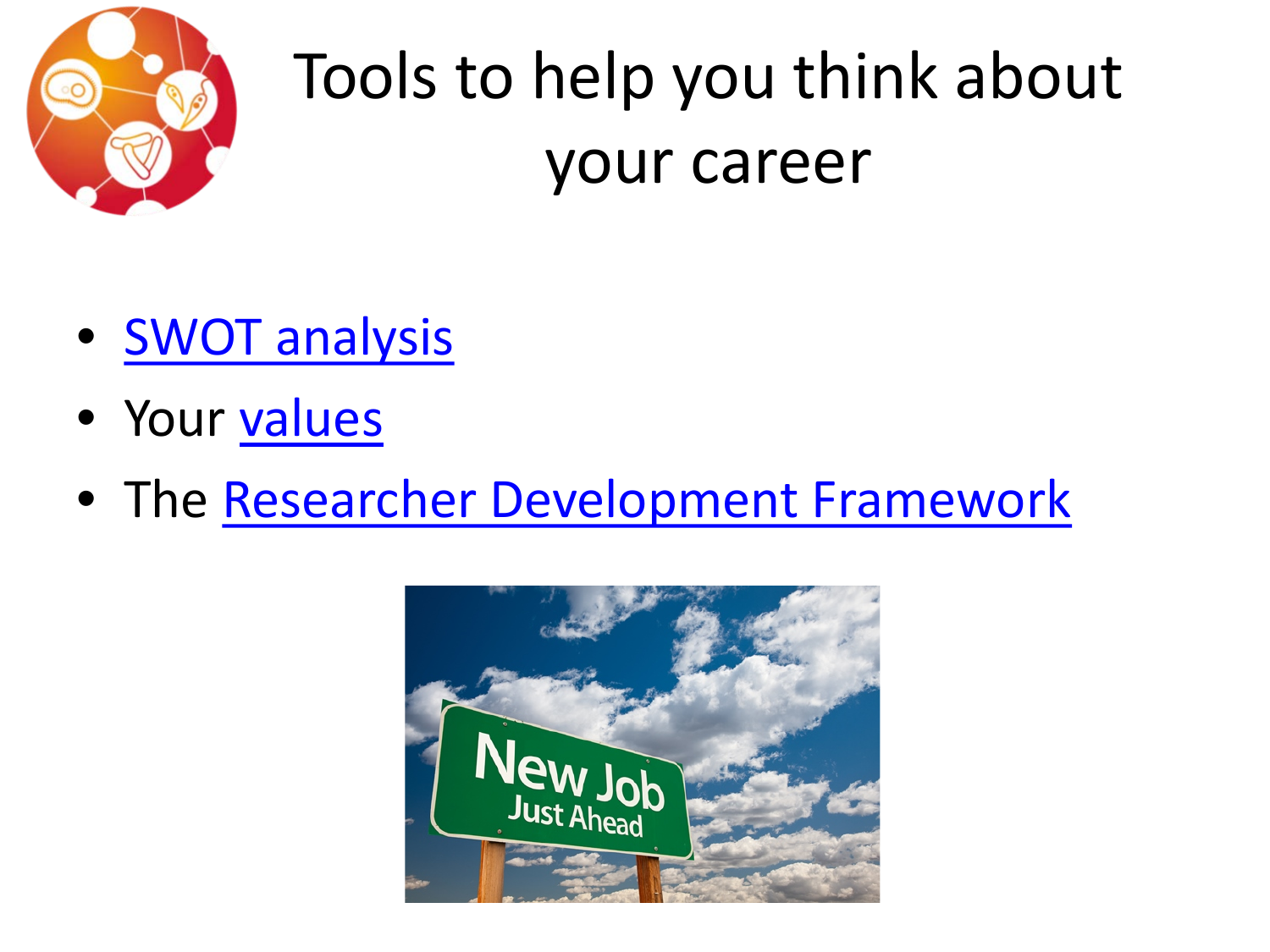# Tools to help you think about your career

- SWOT analysis
- Your values
- The Researcher Development Framework